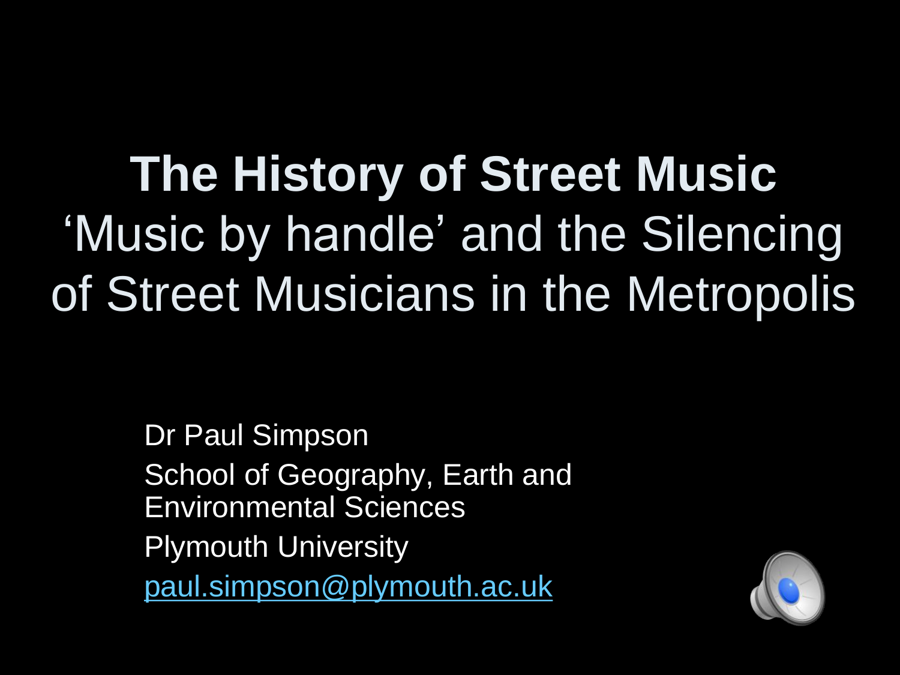# The History of Street Music

## 'Music by handle' and the Silencing of Street Musicians in the Metropolis

Dr Paul Simpson

School of Geography, Earth and Environmental Sciences

Plymouth University

paul.simpson@plymouth.ac.uk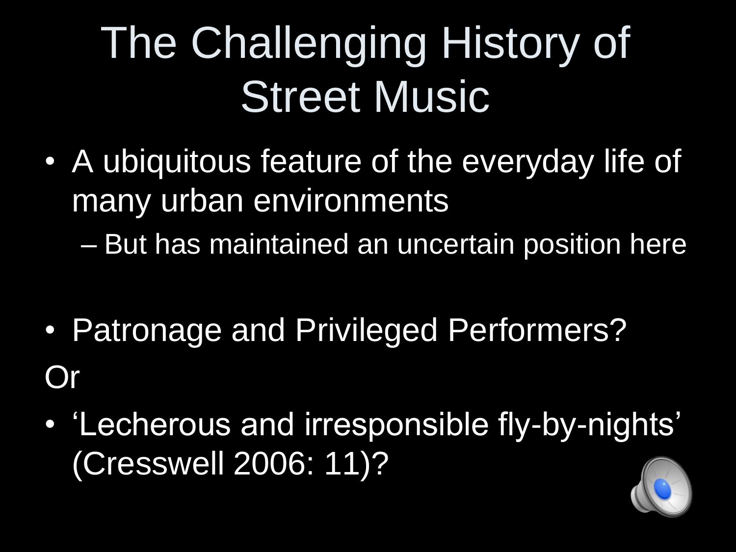# The Challenging History of Street Music

- A ubiquitous feature of the everyday life of many urban environments
  - But has maintained an uncertain position here

- Patronage and Privileged Performers?

Or

- 'Lecherous and irresponsible fly-by-nights' (Cresswell 2006: 11)?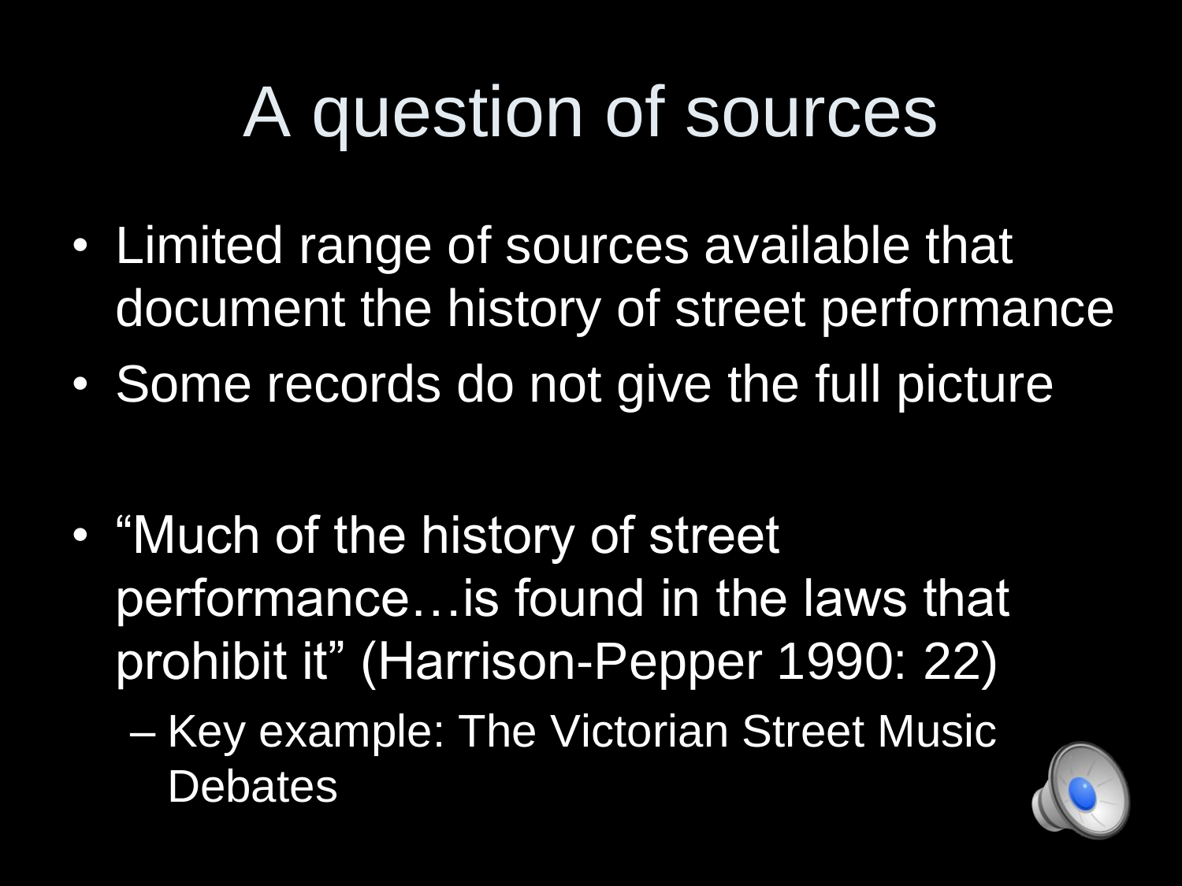# A question of sources

- Limited range of sources available that document the history of street performance
- Some records do not give the full picture

- "Much of the history of street performance…is found in the laws that prohibit it" (Harrison-Pepper 1990: 22)
  - Key example: The Victorian Street Music Debates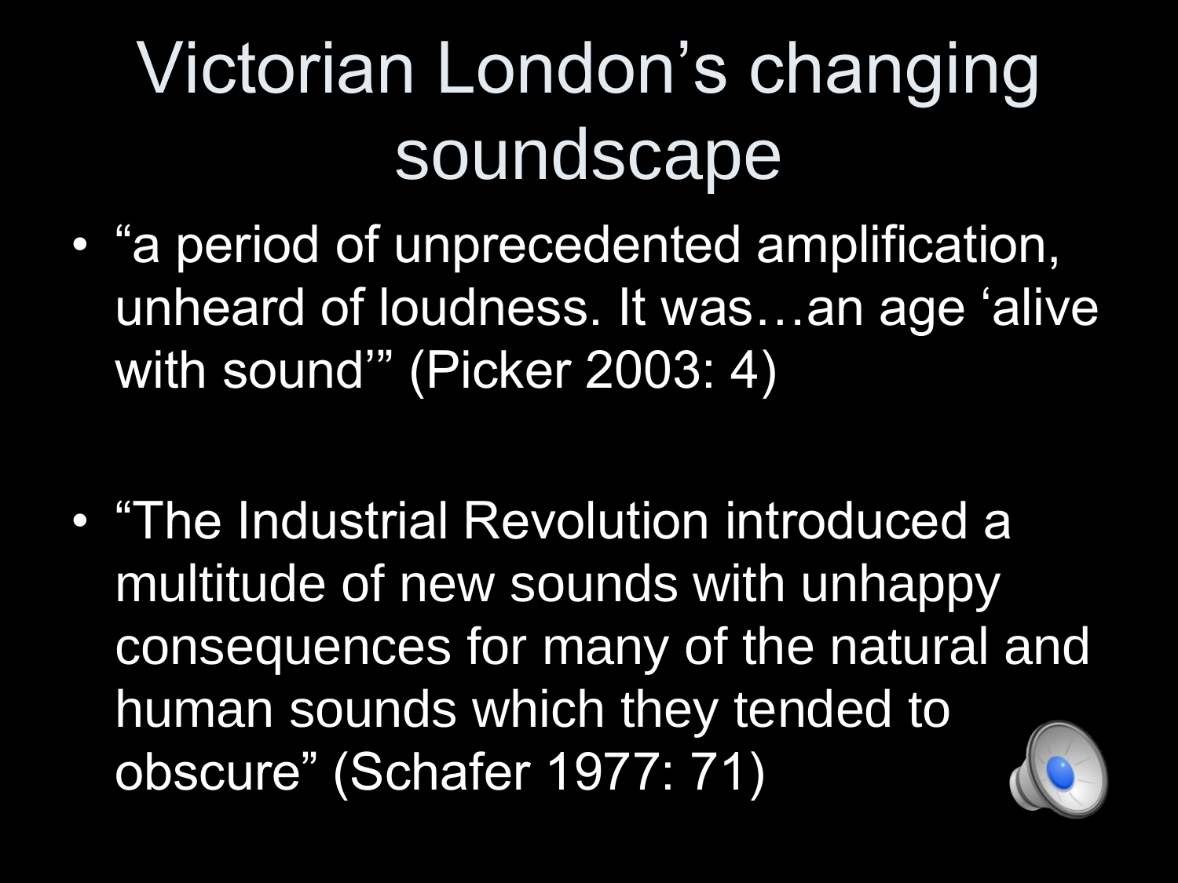# Victorian London's changing soundscape

- "a period of unprecedented amplification, unheard of loudness. It was…an age 'alive with sound'" (Picker 2003: 4)

- "The Industrial Revolution introduced a multitude of new sounds with unhappy consequences for many of the natural and human sounds which they tended to obscure" (Schafer 1977: 71)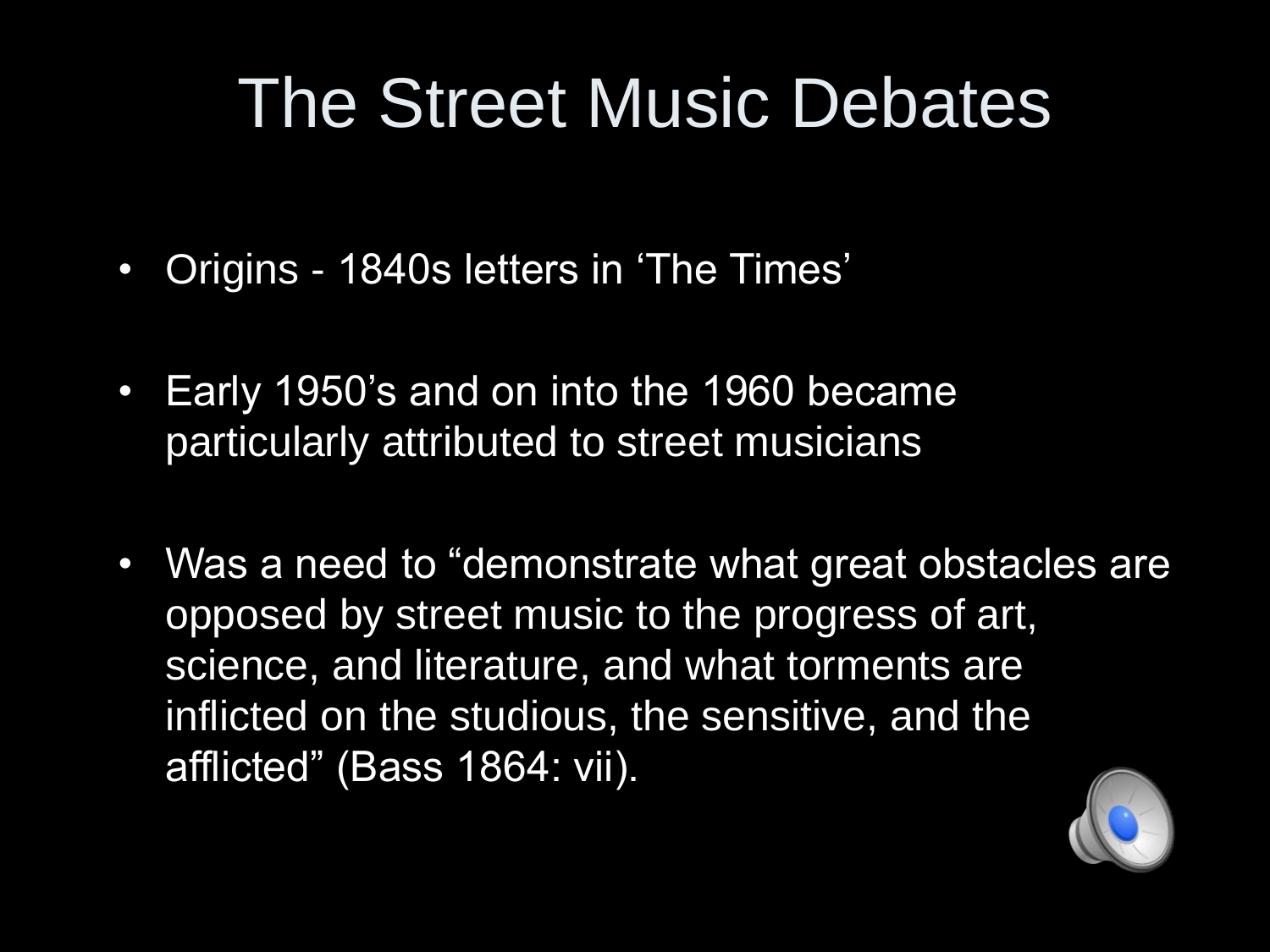# The Street Music Debates

- Origins - 1840s letters in 'The Times'
- Early 1950's and on into the 1960 became particularly attributed to street musicians
- Was a need to "demonstrate what great obstacles are opposed by street music to the progress of art, science, and literature, and what torments are inflicted on the studious, the sensitive, and the afflicted" (Bass 1864: vii).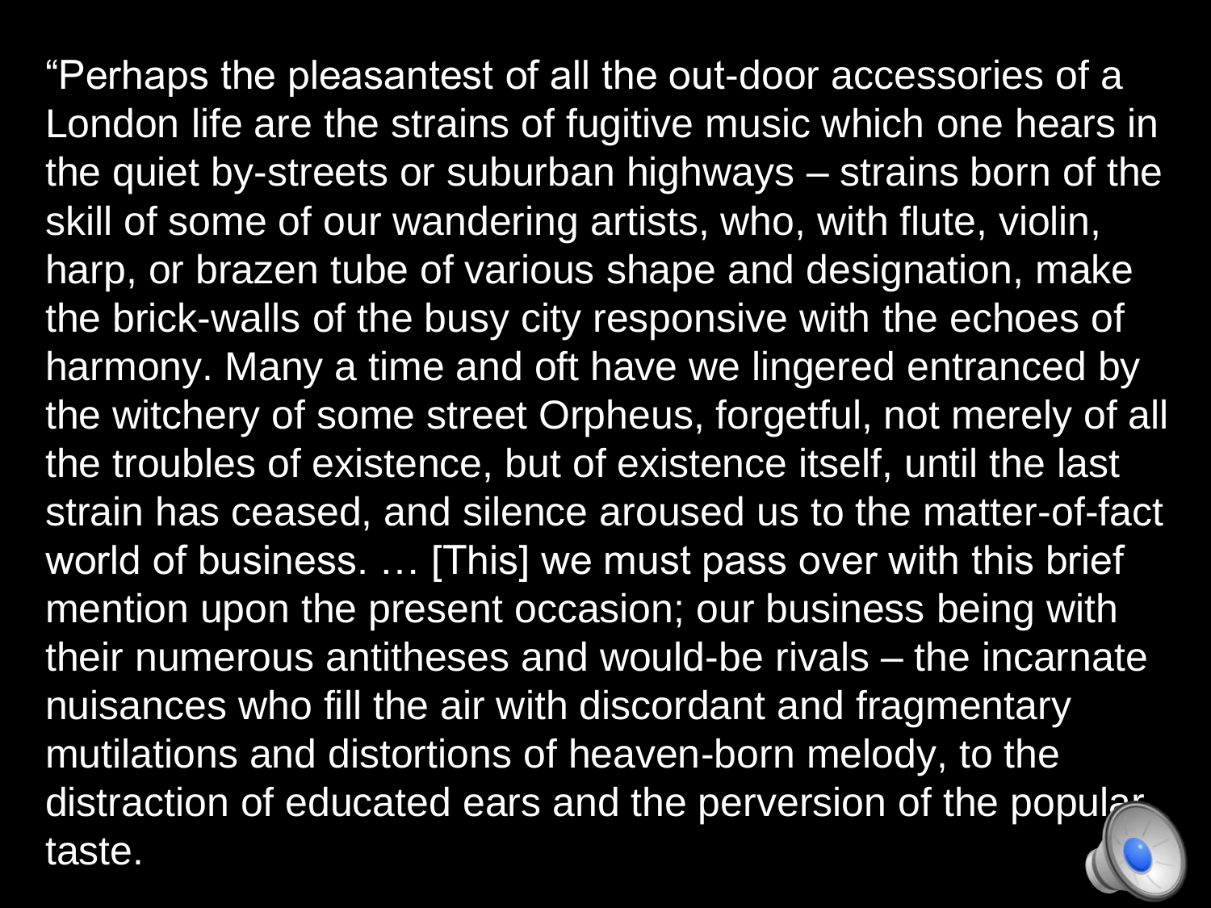"Perhaps the pleasantest of all the out-door accessories of a London life are the strains of fugitive music which one hears in the quiet by-streets or suburban highways – strains born of the skill of some of our wandering artists, who, with flute, violin, harp, or brazen tube of various shape and designation, make the brick-walls of the busy city responsive with the echoes of harmony. Many a time and oft have we lingered entranced by the witchery of some street Orpheus, forgetful, not merely of all the troubles of existence, but of existence itself, until the last strain has ceased, and silence aroused us to the matter-of-fact world of business. … [This] we must pass over with this brief mention upon the present occasion; our business being with their numerous antitheses and would-be rivals – the incarnate nuisances who fill the air with discordant and fragmentary mutilations and distortions of heaven-born melody, to the distraction of educated ears and the perversion of the popular taste.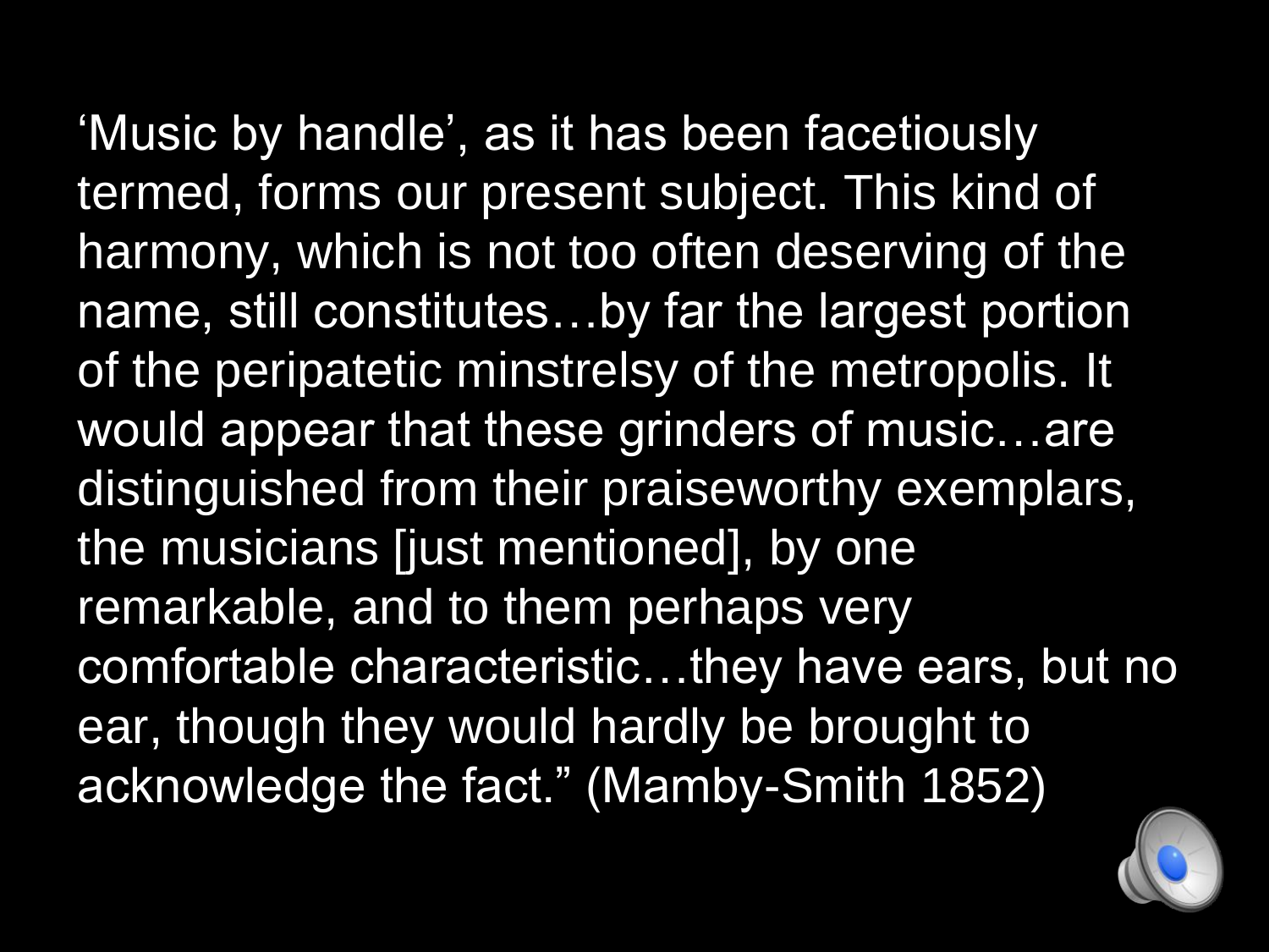'Music by handle', as it has been facetiously termed, forms our present subject. This kind of harmony, which is not too often deserving of the name, still constitutes…by far the largest portion of the peripatetic minstrelsy of the metropolis. It would appear that these grinders of music…are distinguished from their praiseworthy exemplars, the musicians [just mentioned], by one remarkable, and to them perhaps very comfortable characteristic…they have ears, but no ear, though they would hardly be brought to acknowledge the fact." (Mamby-Smith 1852)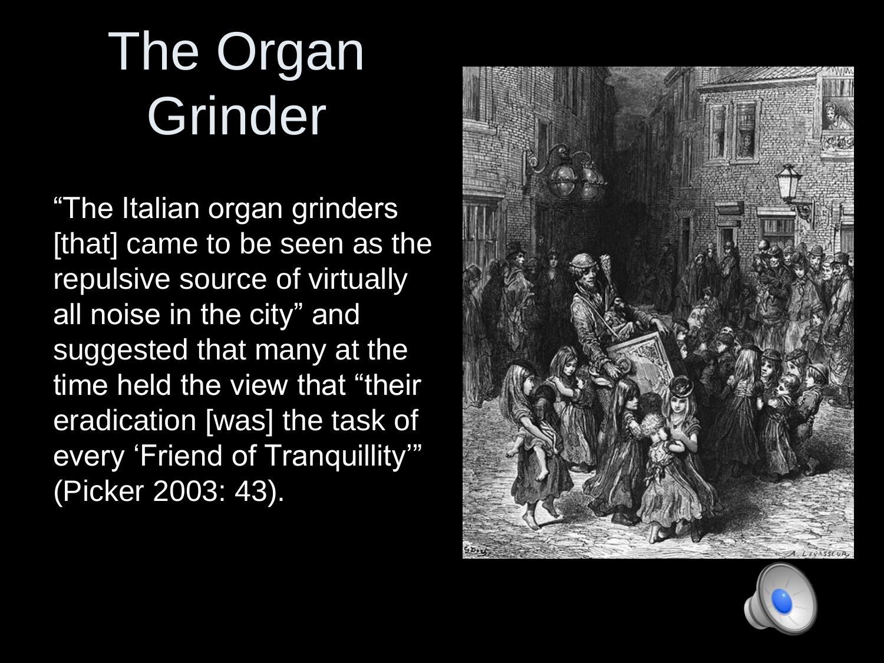# The Organ Grinder

"The Italian organ grinders [that] came to be seen as the repulsive source of virtually all noise in the city" and suggested that many at the time held the view that "their eradication [was] the task of every 'Friend of Tranquillity'" (Picker 2003: 43).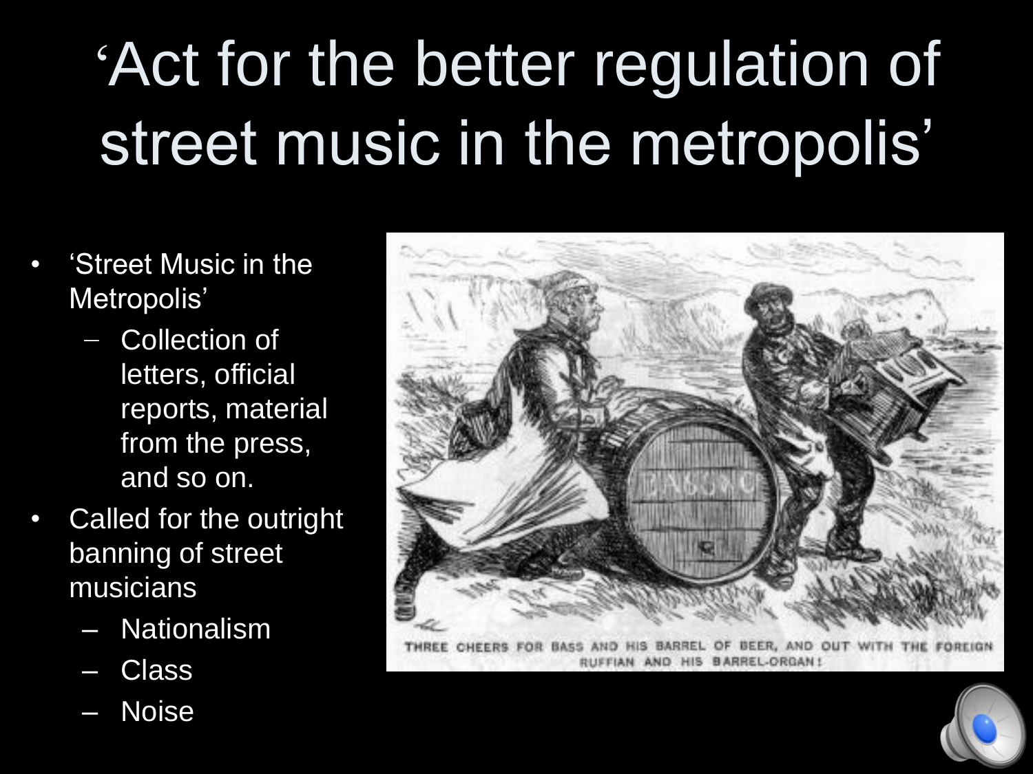# 'Act for the better regulation of street music in the metropolis'

- 'Street Music in the Metropolis'
  - Collection of letters, official reports, material from the press, and so on.
- Called for the outright banning of street musicians
  - Nationalism
  - Class
  - Noise

THREE CHEERS FOR BASS AND HIS BARREL OF BEER, AND OUT WITH THE FOREIGN RUFFIAN AND HIS BARREL-ORGAN!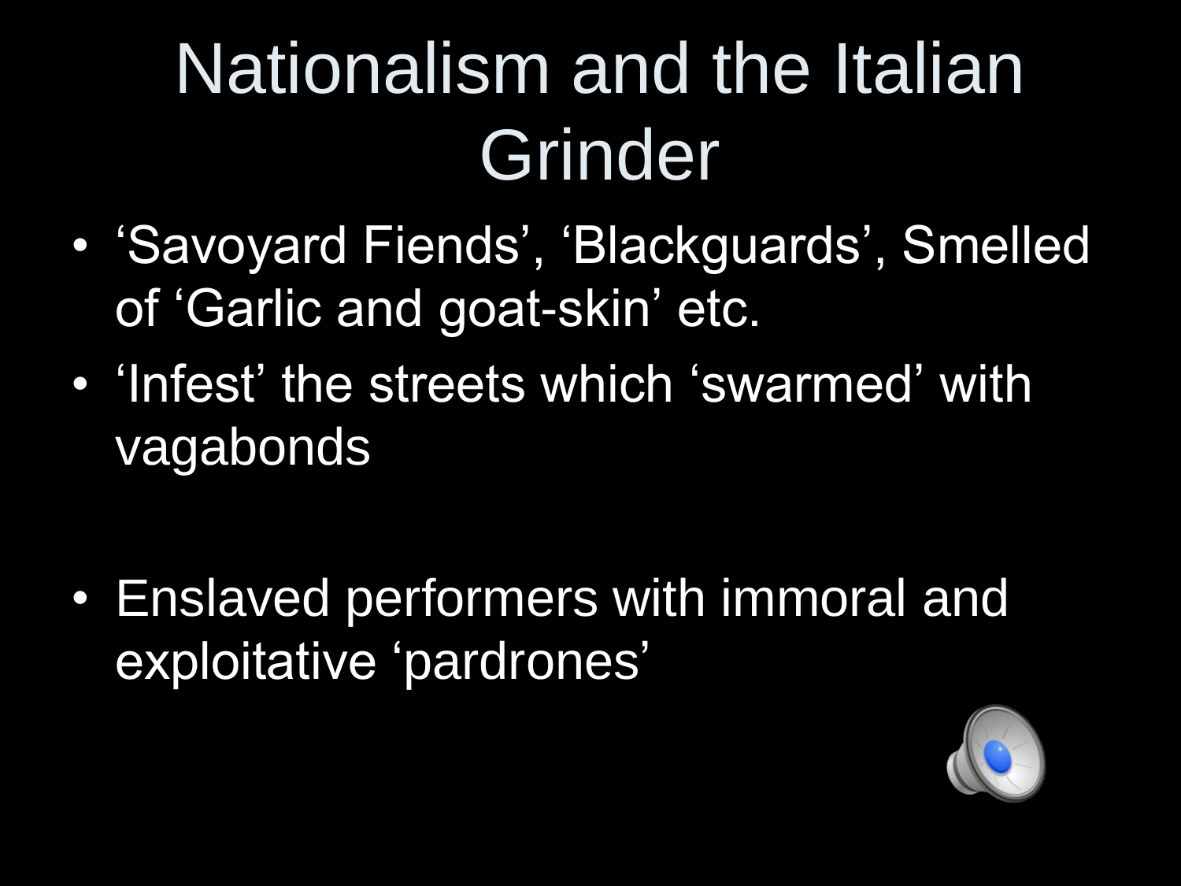# Nationalism and the Italian Grinder

- ‘Savoyard Fiends’, ‘Blackguards’, Smelled of ‘Garlic and goat-skin’ etc.
- ‘Infest’ the streets which ‘swarmed’ with vagabonds
- Enslaved performers with immoral and exploitative ‘pardrones’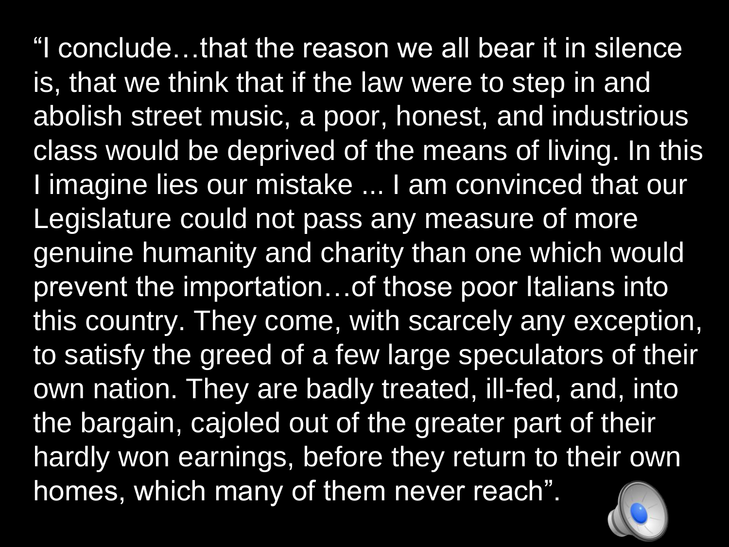"I conclude…that the reason we all bear it in silence is, that we think that if the law were to step in and abolish street music, a poor, honest, and industrious class would be deprived of the means of living. In this I imagine lies our mistake ... I am convinced that our Legislature could not pass any measure of more genuine humanity and charity than one which would prevent the importation…of those poor Italians into this country. They come, with scarcely any exception, to satisfy the greed of a few large speculators of their own nation. They are badly treated, ill-fed, and, into the bargain, cajoled out of the greater part of their hardly won earnings, before they return to their own homes, which many of them never reach".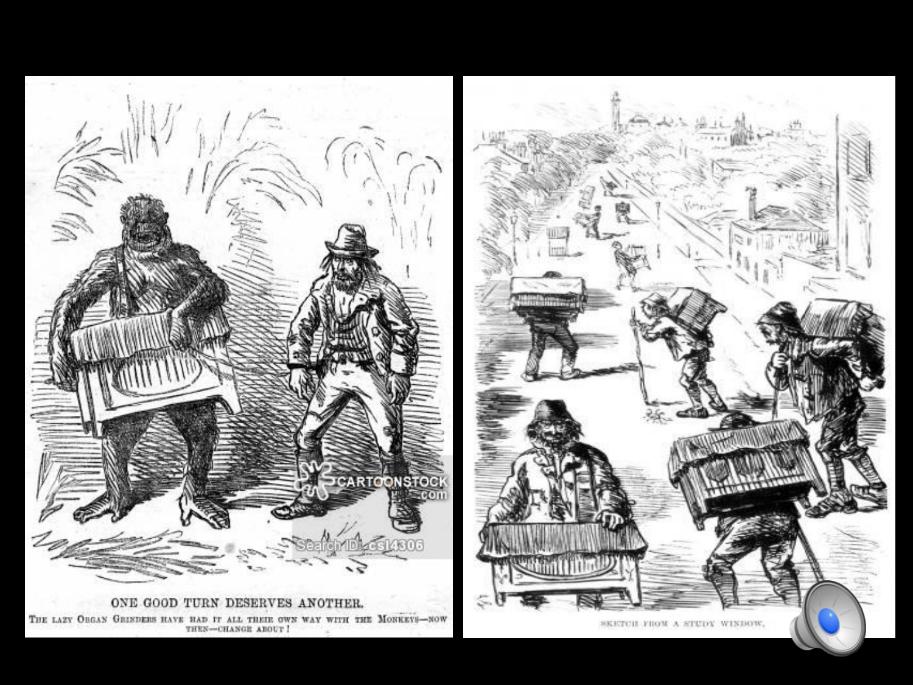ONE GOOD TURN DESERVES ANOTHER.

The lazy Organ Grinders have had it all their own way with the Monkeys—now then—change about!

SKETCH FROM A STUDY WINDOW.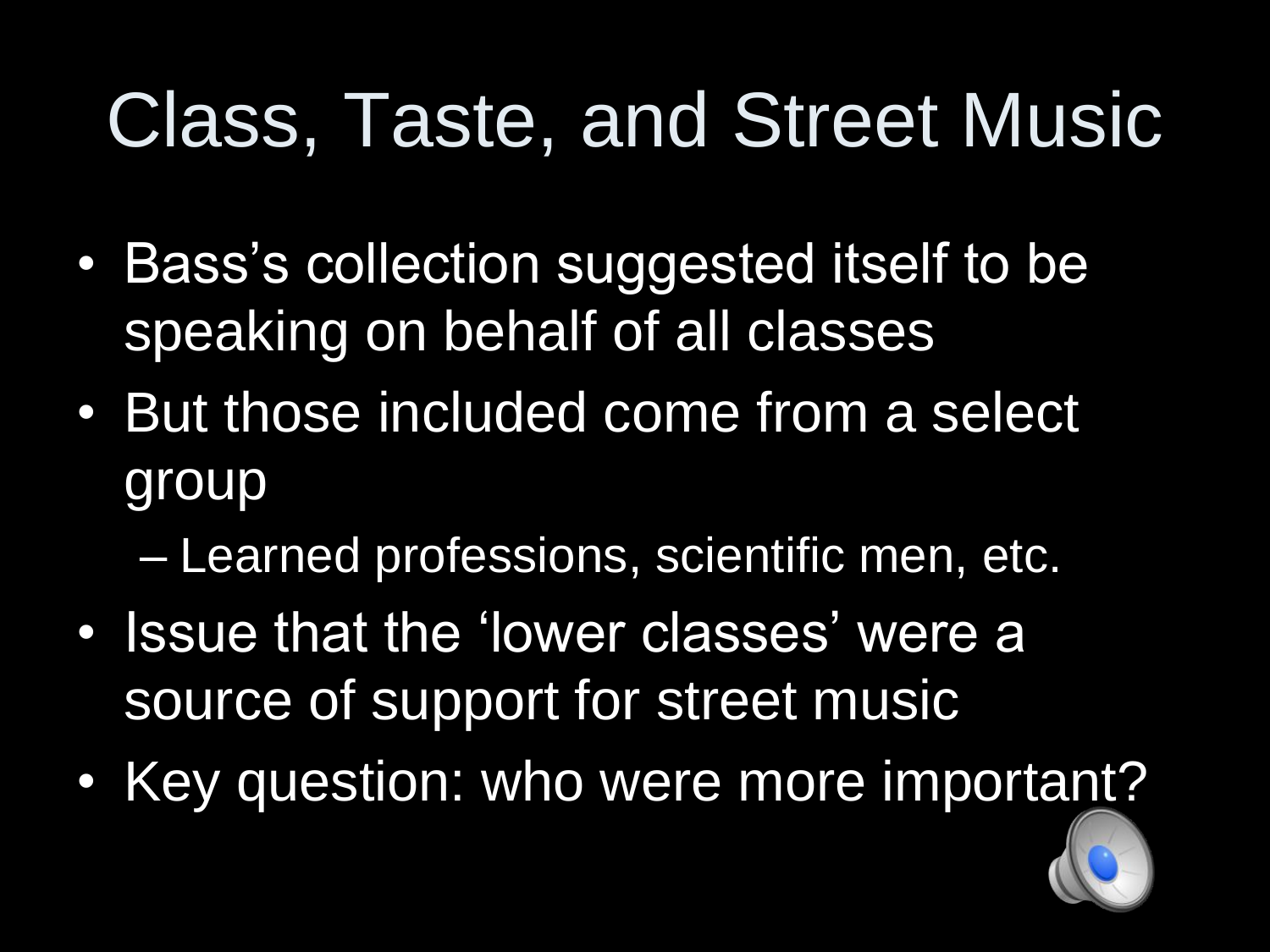# Class, Taste, and Street Music

- Bass's collection suggested itself to be speaking on behalf of all classes
- But those included come from a select group
  - Learned professions, scientific men, etc.
- Issue that the 'lower classes' were a source of support for street music
- Key question: who were more important?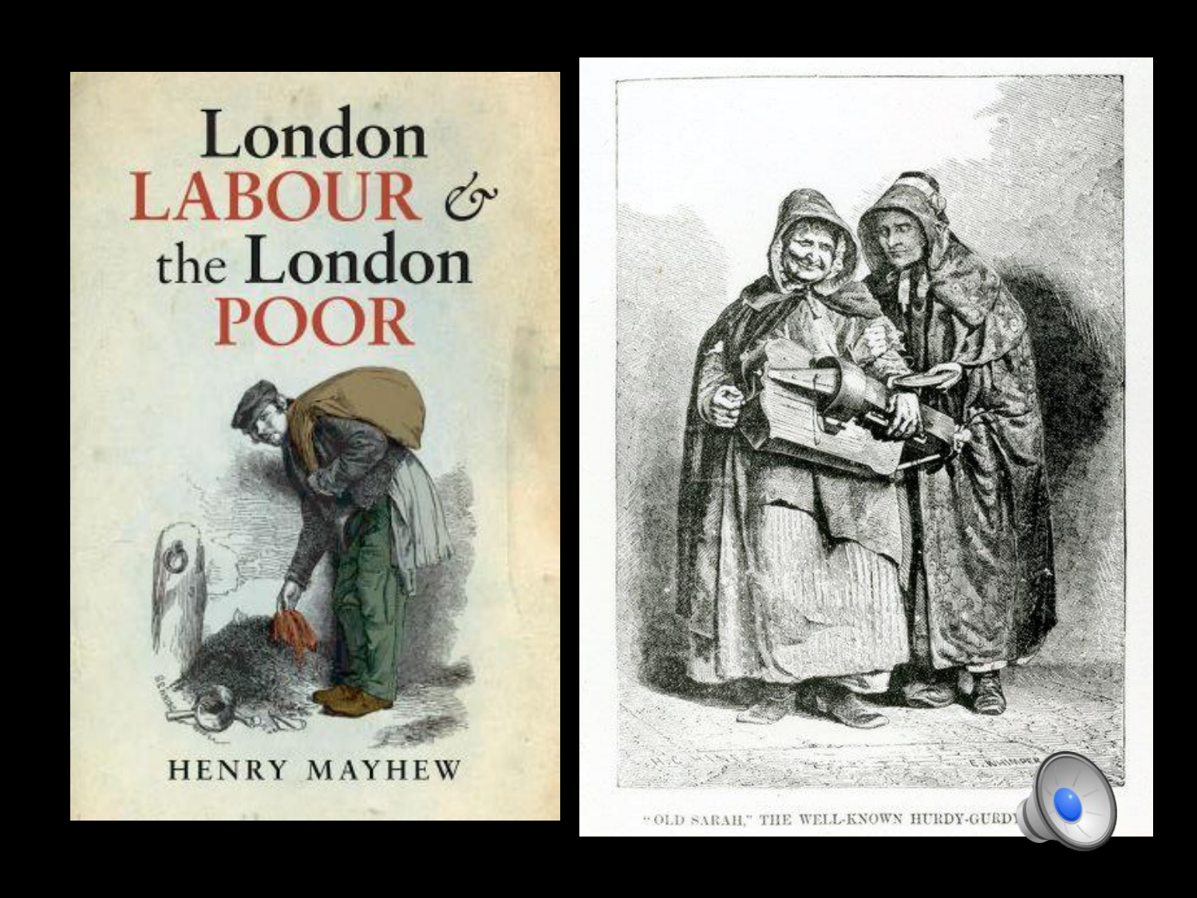London LABOUR & the London POOR

HENRY MAYHEW

"OLD SARAH," THE WELL-KNOWN HURDY-GURDY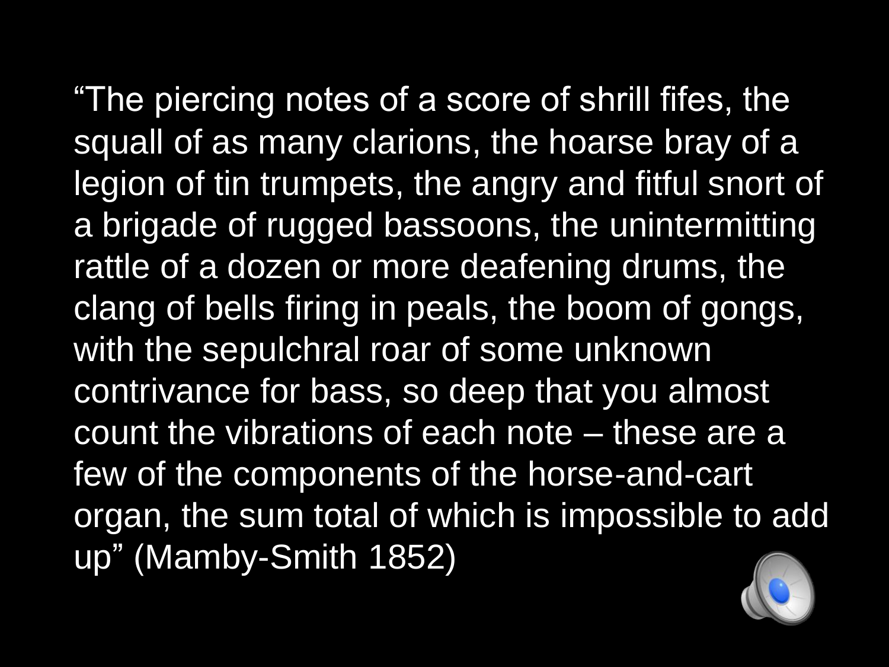"The piercing notes of a score of shrill fifes, the squall of as many clarions, the hoarse bray of a legion of tin trumpets, the angry and fitful snort of a brigade of rugged bassoons, the unintermitting rattle of a dozen or more deafening drums, the clang of bells firing in peals, the boom of gongs, with the sepulchral roar of some unknown contrivance for bass, so deep that you almost count the vibrations of each note – these are a few of the components of the horse-and-cart organ, the sum total of which is impossible to add up" (Mamby-Smith 1852)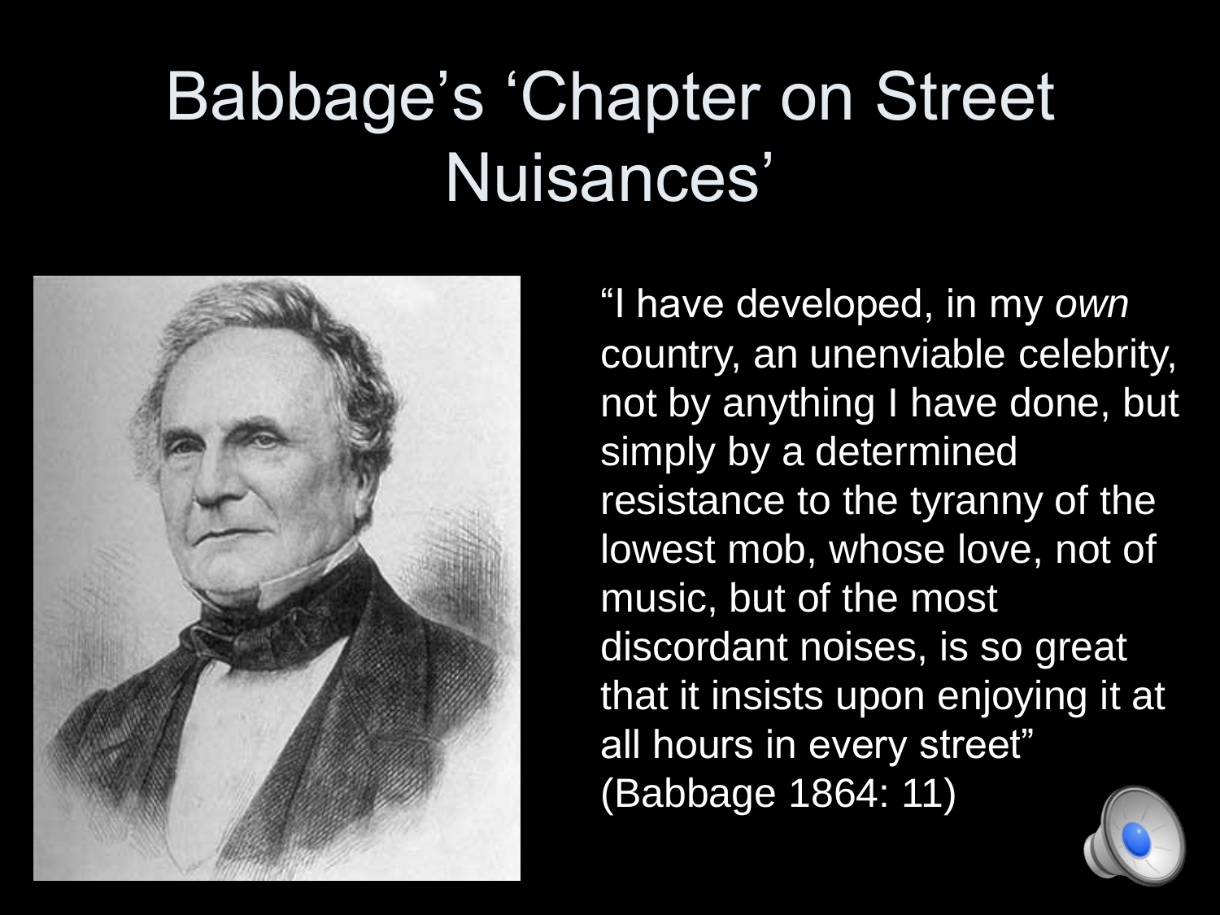# Babbage's 'Chapter on Street Nuisances'

"I have developed, in my *own* country, an unenviable celebrity, not by anything I have done, but simply by a determined resistance to the tyranny of the lowest mob, whose love, not of music, but of the most discordant noises, is so great that it insists upon enjoying it at all hours in every street" (Babbage 1864: 11)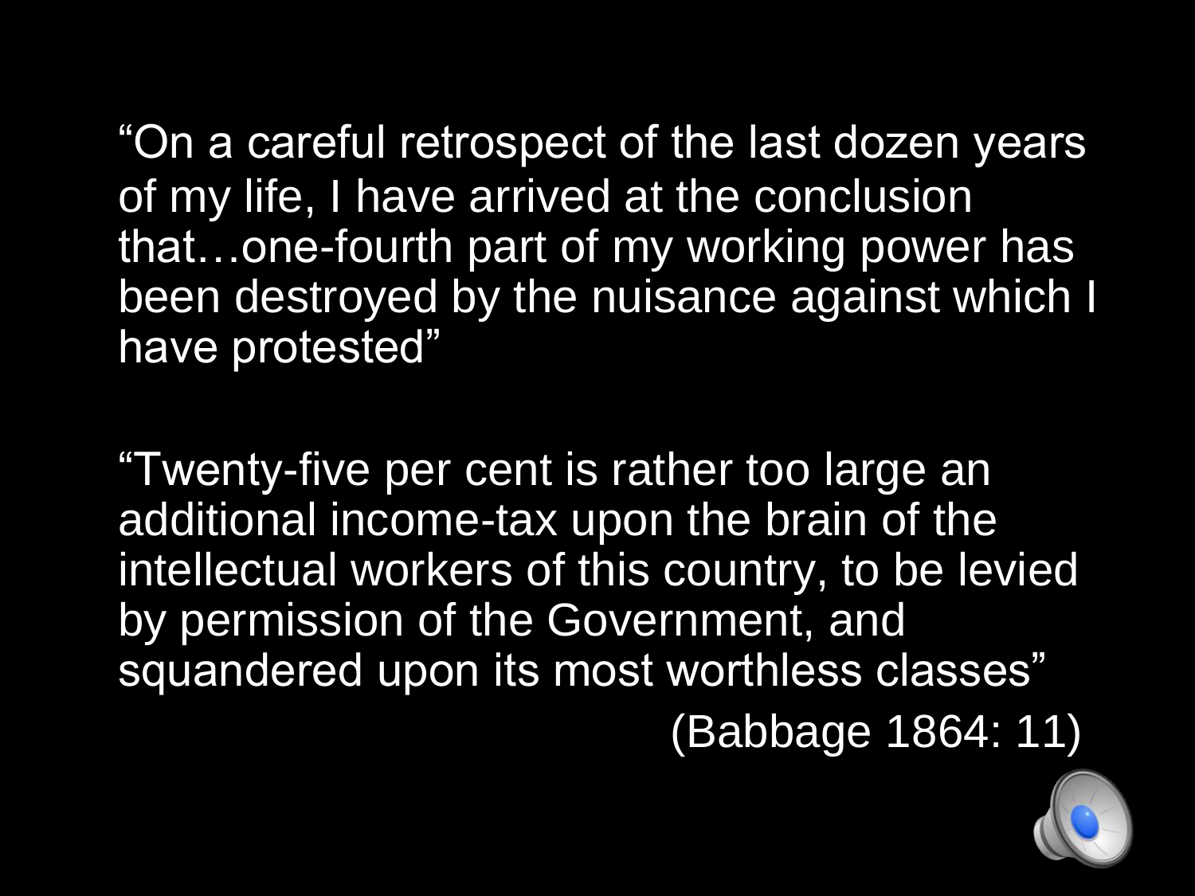"On a careful retrospect of the last dozen years of my life, I have arrived at the conclusion that…one-fourth part of my working power has been destroyed by the nuisance against which I have protested"

"Twenty-five per cent is rather too large an additional income-tax upon the brain of the intellectual workers of this country, to be levied by permission of the Government, and squandered upon its most worthless classes"

(Babbage 1864: 11)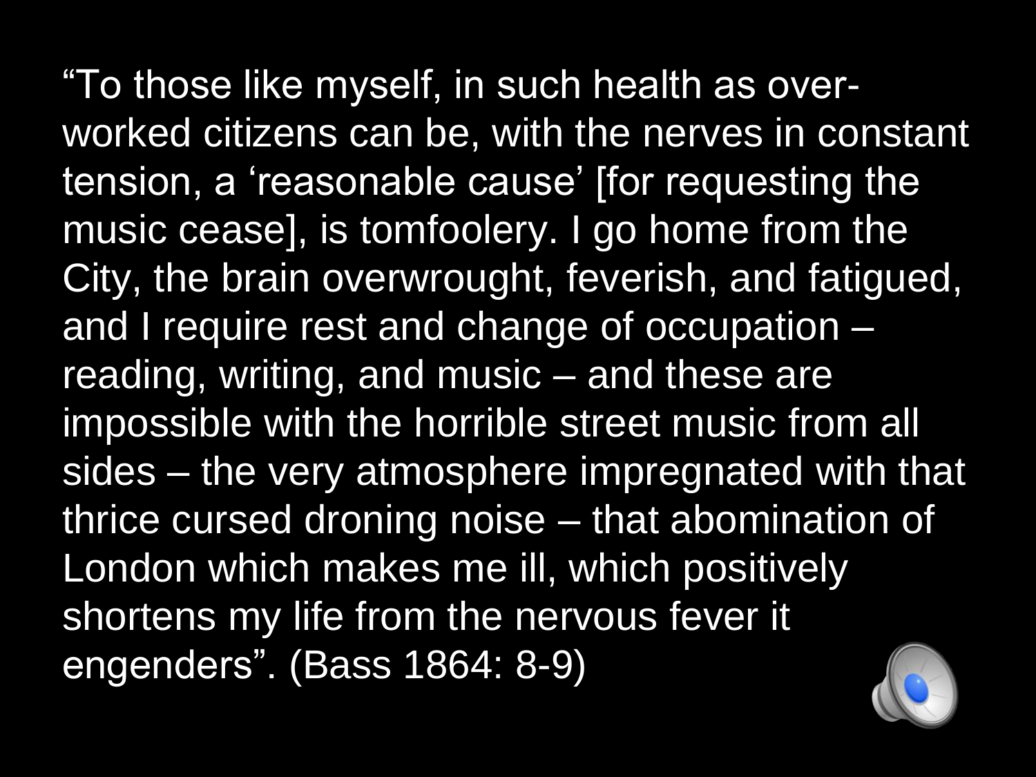“To those like myself, in such health as over-worked citizens can be, with the nerves in constant tension, a ‘reasonable cause’ [for requesting the music cease], is tomfoolery. I go home from the City, the brain overwrought, feverish, and fatigued, and I require rest and change of occupation – reading, writing, and music – and these are impossible with the horrible street music from all sides – the very atmosphere impregnated with that thrice cursed droning noise – that abomination of London which makes me ill, which positively shortens my life from the nervous fever it engenders”. (Bass 1864: 8-9)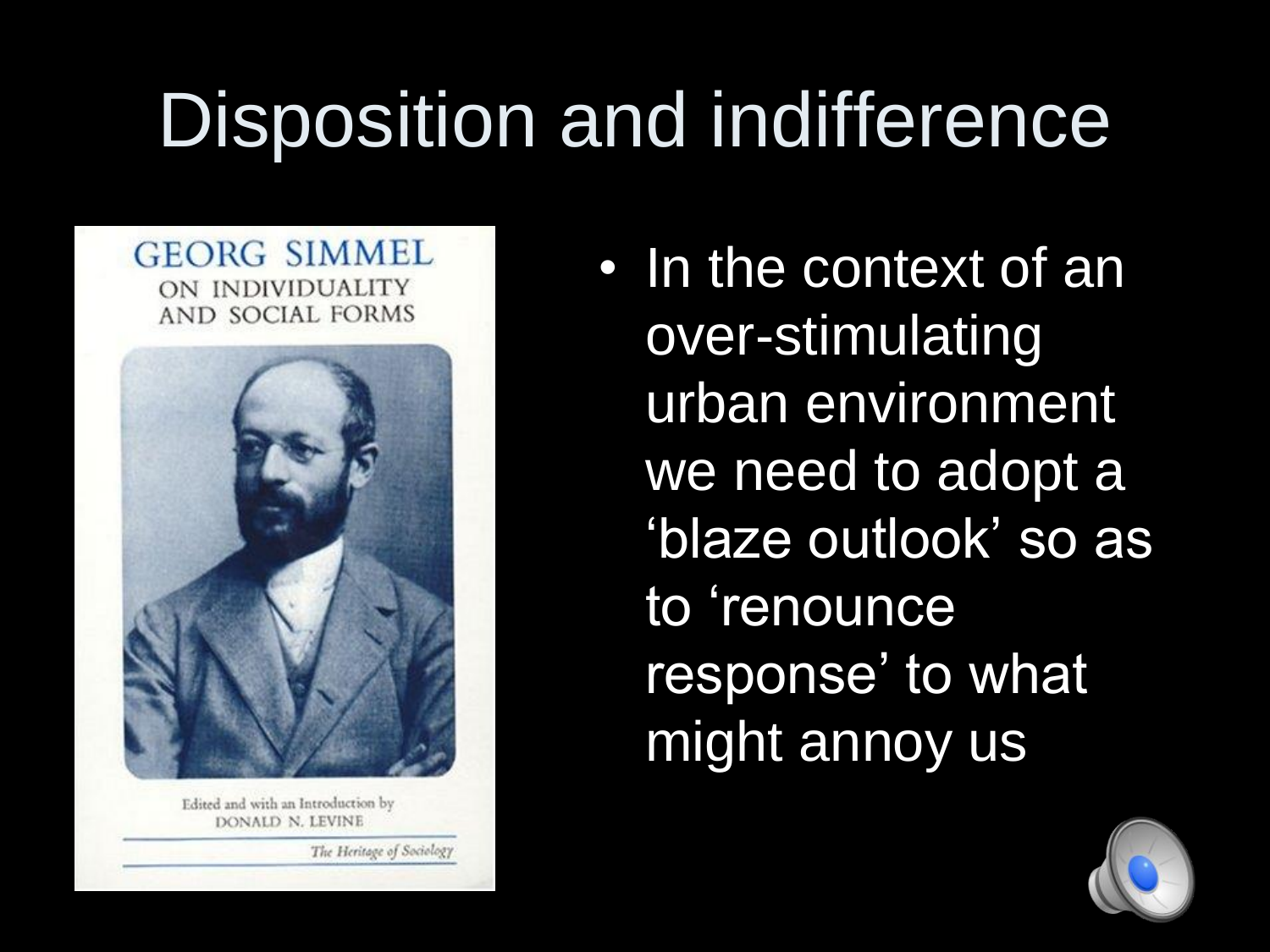# Disposition and indifference

GEORG SIMMEL
ON INDIVIDUALITY
AND SOCIAL FORMS

Edited and with an Introduction by
DONALD N. LEVINE

The Heritage of Sociology

- In the context of an over-stimulating urban environment we need to adopt a ‘blaze outlook’ so as to ‘renounce response’ to what might annoy us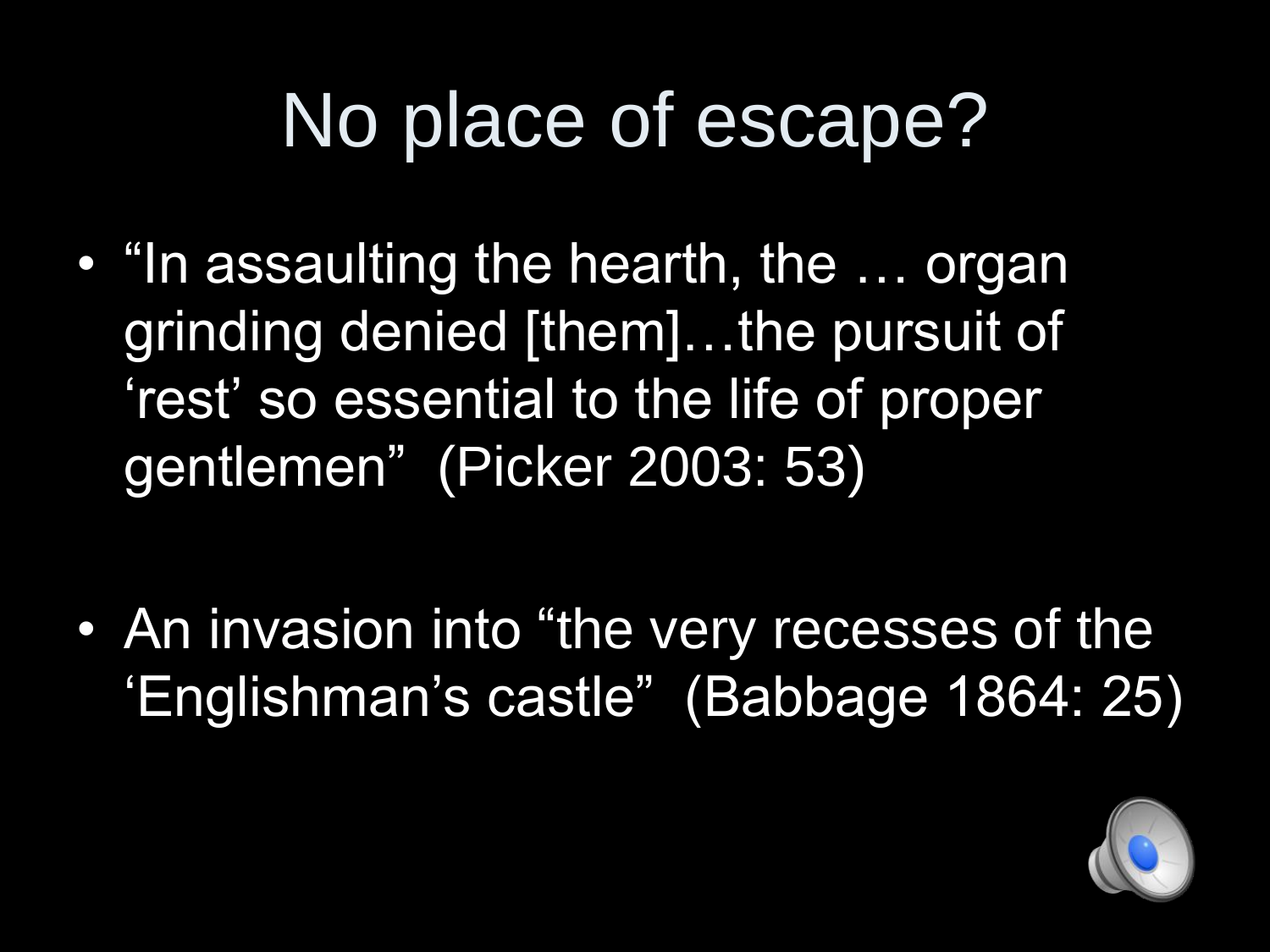# No place of escape?

- "In assaulting the hearth, the … organ grinding denied [them]…the pursuit of 'rest' so essential to the life of proper gentlemen" (Picker 2003: 53)
- An invasion into "the very recesses of the 'Englishman's castle" (Babbage 1864: 25)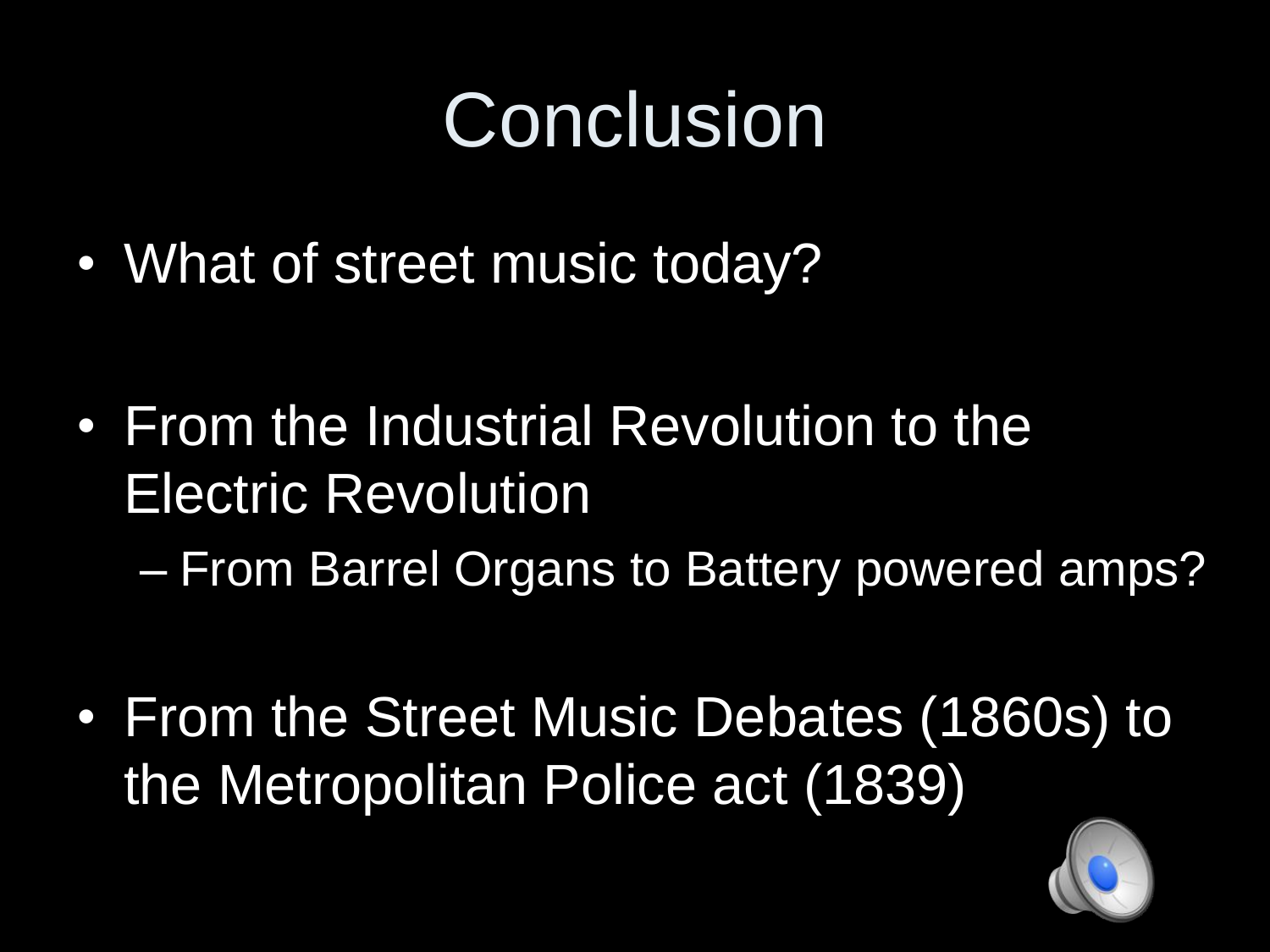# Conclusion

- What of street music today?
- From the Industrial Revolution to the Electric Revolution
  - From Barrel Organs to Battery powered amps?
- From the Street Music Debates (1860s) to the Metropolitan Police act (1839)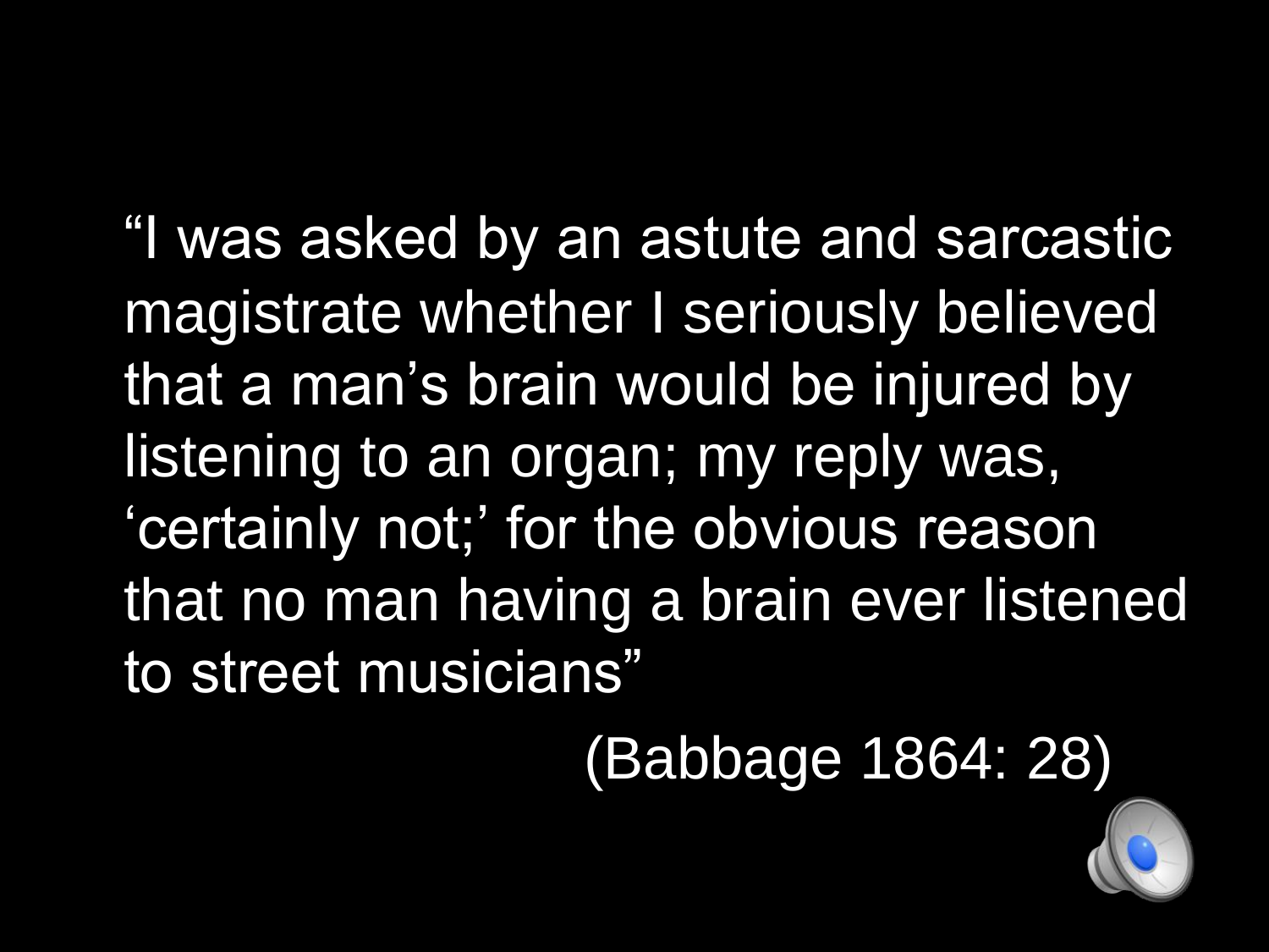"I was asked by an astute and sarcastic magistrate whether I seriously believed that a man's brain would be injured by listening to an organ; my reply was, 'certainly not;' for the obvious reason that no man having a brain ever listened to street musicians"

(Babbage 1864: 28)